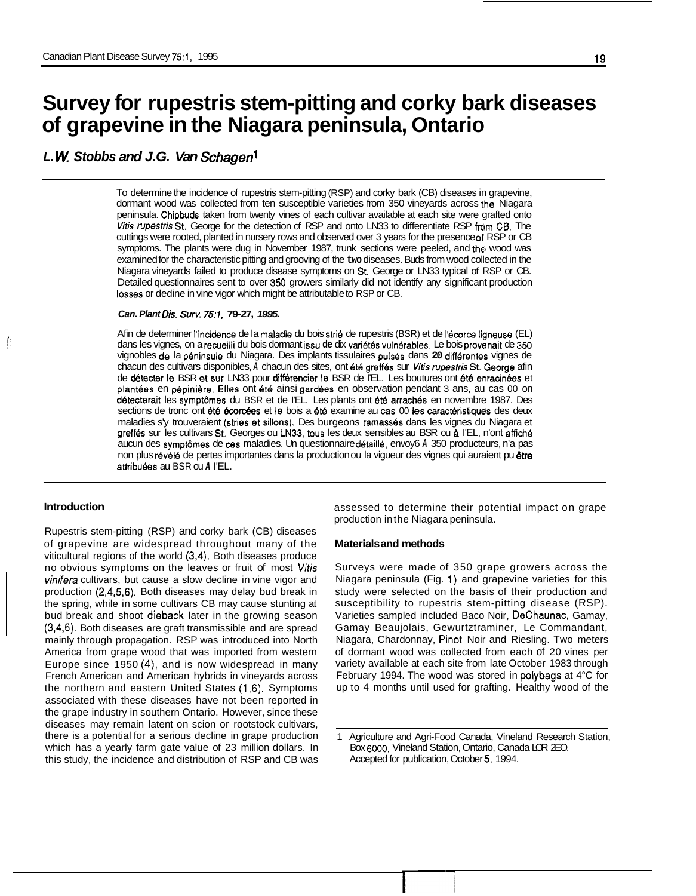# Survey for rupestris stem-pitting and corky bark diseases of grapevine in the Niagara peninsula, Ontario

***L.W. Stobbs and J.G. Van Schagen*[1]**

To determine the incidence of rupestris stem-pitting (RSP) and corky bark (CB) diseases in grapevine, dormant wood was collected from ten susceptible varieties from 350 vineyards across the Niagara peninsula. Chipbuds taken from twenty vines of each cultivar available at each site were grafted onto *Vitis rupestris* St. George for the detection of RSP and onto LN33 to differentiate RSP from CB. The cuttings were rooted, planted in nursery rows and observed over 3 years for the presence of RSP or CB symptoms. The plants were dug in November 1987, trunk sections were peeled, and the wood was examined for the characteristic pitting and grooving of the two diseases. Buds from wood collected in the Niagara vineyards failed to produce disease symptoms on St. George or LN33 typical of RSP or CB. Detailed questionnaires sent to over 350 growers similarly did not identify any significant production losses or decline in vine vigor which might be attributable to RSP or CB.

***Can. Plant Dis. Surv. 75:1, 79-27, 1995.***

Afin de determiner l'incidence de la maladie du bois strié de rupestris (BSR) et de l'écorce ligneuse (EL) dans les vignes, on a recueilli du bois dormant issu de dix variétés vulnérables. Le bois provenait de 350 vignobles de la péninsule du Niagara. Des implants tissulaires puisés dans 20 différentes vignes de chacun des cultivars disponibles, à chacun des sites, ont été greffés sur *Vitis rupestris* St. George afin de détecter le BSR et sur LN33 pour différencier le BSR de l'EL. Les boutures ont été enracinées et plantées en pépinière. Elles ont été ainsi gardées en observation pendant 3 ans, au cas 00 on détecterait les symptômes du BSR et de l'EL. Les plants ont été arrachés en novembre 1987. Des sections de tronc ont été écorcées et le bois a été examine au cas 00 les caractéristiques des deux maladies s'y trouveraient (stries et sillons). Des burgeons ramassés dans les vignes du Niagara et greffés sur les cultivars St. Georges ou LN33, tous les deux sensibles au BSR ou à l'EL, n'ont affiché aucun des symptômes de ces maladies. Un questionnaire détaillé, envoy6 à 350 producteurs, n'a pas non plus révélé de pertes importantes dans la production ou la vigueur des vignes qui auraient pu être attribuées au BSR ou à l'EL.

## Introduction

Rupestris stem-pitting (RSP) and corky bark (CB) diseases of grapevine are widespread throughout many of the viticultural regions of the world (3,4). Both diseases produce no obvious symptoms on the leaves or fruit of most *Vitis vinifera* cultivars, but cause a slow decline in vine vigor and production (2,4,5,6). Both diseases may delay bud break in the spring, while in some cultivars CB may cause stunting at bud break and shoot dieback later in the growing season (3,4,6). Both diseases are graft transmissible and are spread mainly through propagation. RSP was introduced into North America from grape wood that was imported from western Europe since 1950 (4), and is now widespread in many French American and American hybrids in vineyards across the northern and eastern United States (1,6). Symptoms associated with these diseases have not been reported in the grape industry in southern Ontario. However, since these diseases may remain latent on scion or rootstock cultivars, there is a potential for a serious decline in grape production which has a yearly farm gate value of 23 million dollars. In this study, the incidence and distribution of RSP and CB was assessed to determine their potential impact on grape production in the Niagara peninsula.

## Materials and methods

Surveys were made of 350 grape growers across the Niagara peninsula (Fig. 1) and grapevine varieties for this study were selected on the basis of their production and susceptibility to rupestris stem-pitting disease (RSP). Varieties sampled included Baco Noir, DeChaunac, Gamay, Gamay Beaujolais, Gewurtztraminer, Le Commandant, Niagara, Chardonnay, Pinot Noir and Riesling. Two meters of dormant wood was collected from each of 20 vines per variety available at each site from late October 1983 through February 1994. The wood was stored in polybags at 4°C for up to 4 months until used for grafting. Healthy wood of the

1 Agriculture and Agri-Food Canada, Vineland Research Station, Box 6000, Vineland Station, Ontario, Canada L0R 2E0. Accepted for publication, October 5, 1994.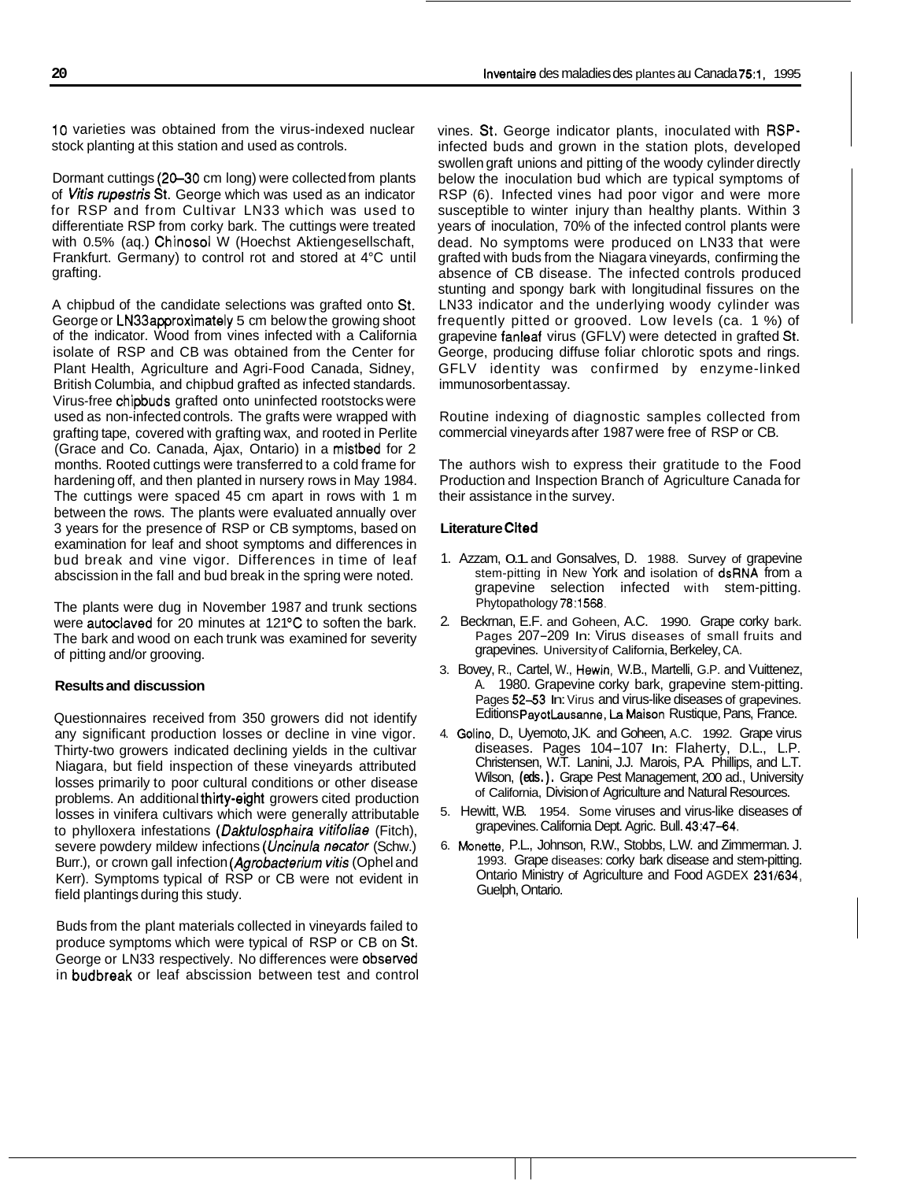10 varieties was obtained from the virus-indexed nuclear stock planting at this station and used as controls.

Dormant cuttings (20–30 cm long) were collected from plants of *Vitis rupestris* St. George which was used as an indicator for RSP and from Cultivar LN33 which was used to differentiate RSP from corky bark. The cuttings were treated with 0.5% (aq.) Chinosol W (Hoechst Aktiengesellschaft, Frankfurt. Germany) to control rot and stored at 4°C until grafting.

A chipbud of the candidate selections was grafted onto St. George or LN33 approximately 5 cm below the growing shoot of the indicator. Wood from vines infected with a California isolate of RSP and CB was obtained from the Center for Plant Health, Agriculture and Agri-Food Canada, Sidney, British Columbia, and chipbud grafted as infected standards. Virus-free chipbuds grafted onto uninfected rootstocks were used as non-infected controls. The grafts were wrapped with grafting tape, covered with grafting wax, and rooted in Perlite (Grace and Co. Canada, Ajax, Ontario) in a mistbed for 2 months. Rooted cuttings were transferred to a cold frame for hardening off, and then planted in nursery rows in May 1984. The cuttings were spaced 45 cm apart in rows with 1 m between the rows. The plants were evaluated annually over 3 years for the presence of RSP or CB symptoms, based on examination for leaf and shoot symptoms and differences in bud break and vine vigor. Differences in time of leaf abscission in the fall and bud break in the spring were noted.

The plants were dug in November 1987 and trunk sections were autoclaved for 20 minutes at 121°C to soften the bark. The bark and wood on each trunk was examined for severity of pitting and/or grooving.

### Results and discussion

Questionnaires received from 350 growers did not identify any significant production losses or decline in vine vigor. Thirty-two growers indicated declining yields in the cultivar Niagara, but field inspection of these vineyards attributed losses primarily to poor cultural conditions or other disease problems. An additional thirty-eight growers cited production losses in vinifera cultivars which were generally attributable to phylloxera infestations (*Daktulosphaira vitifoliae* (Fitch), severe powdery mildew infections (*Uncinula necator* (Schw.) Burr.), or crown gall infection (*Agrobacterium vitis* (Ophel and Kerr). Symptoms typical of RSP or CB were not evident in field plantings during this study.

Buds from the plant materials collected in vineyards failed to produce symptoms which were typical of RSP or CB on St. George or LN33 respectively. No differences were observed in budbreak or leaf abscission between test and control vines. St. George indicator plants, inoculated with RSP-infected buds and grown in the station plots, developed swollen graft unions and pitting of the woody cylinder directly below the inoculation bud which are typical symptoms of RSP (6). Infected vines had poor vigor and were more susceptible to winter injury than healthy plants. Within 3 years of inoculation, 70% of the infected control plants were dead. No symptoms were produced on LN33 that were grafted with buds from the Niagara vineyards, confirming the absence of CB disease. The infected controls produced stunting and spongy bark with longitudinal fissures on the LN33 indicator and the underlying woody cylinder was frequently pitted or grooved. Low levels (ca. 1 %) of grapevine fanleaf virus (GFLV) were detected in grafted St. George, producing diffuse foliar chlorotic spots and rings. GFLV identity was confirmed by enzyme-linked immunosorbent assay.

Routine indexing of diagnostic samples collected from commercial vineyards after 1987 were free of RSP or CB.

The authors wish to express their gratitude to the Food Production and Inspection Branch of Agriculture Canada for their assistance in the survey.

### Literature Cited

1. Azzam, O.1. and Gonsalves, D. 1988. Survey of grapevine stem-pitting in New York and isolation of dsRNA from a grapevine selection infected with stem-pitting. Phytopathology 78:1568.
2. Beckman, E.F. and Goheen, A.C. 1990. Grape corky bark. Pages 207–209 In: Virus diseases of small fruits and grapevines. University of California, Berkeley, CA.
3. Bovey, R., Cartel, W., Hewin, W.B., Martelli, G.P. and Vuittenez, A. 1980. Grapevine corky bark, grapevine stem-pitting. Pages 52–53 In: Virus and virus-like diseases of grapevines. Editions Payot Lausanne, La Maison Rustique, Pans, France.
4. Golino, D., Uyemoto, J.K. and Goheen, A.C. 1992. Grape virus diseases. Pages 104–107 In: Flaherty, D.L., L.P. Christensen, W.T. Lanini, J.J. Marois, P.A. Phillips, and L.T. Wilson, (eds.). Grape Pest Management, 200 ad., University of California, Division of Agriculture and Natural Resources.
5. Hewitt, W.B. 1954. Some viruses and virus-like diseases of grapevines. California Dept. Agric. Bull. 43:47–64.
6. Monette, P.L., Johnson, R.W., Stobbs, L.W. and Zimmerman. J. 1993. Grape diseases: corky bark disease and stem-pitting. Ontario Ministry of Agriculture and Food AGDEX 231/634, Guelph, Ontario.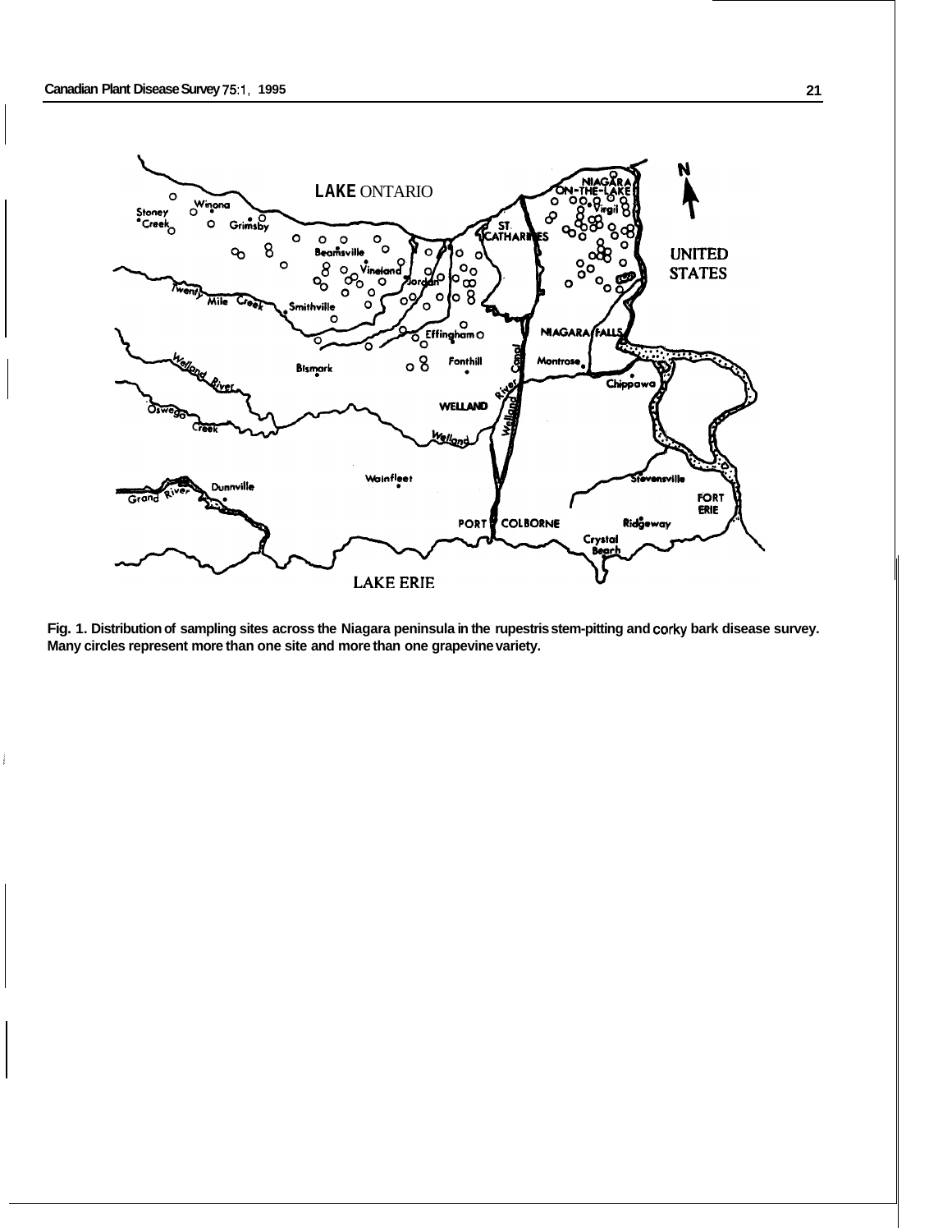LAKE ONTARIO

Stoney Creek

Winona

Grimsby

Beamsville

Vineland

Jordan

ST. CATHARINES

NIAGARA-ON-THE-LAKE

Virgil

UNITED STATES

N

Twenty Mile Creek

Smithville

Effingham

NIAGARA FALLS

Welland River

Bismark

Fonthill

Montrose

Chippawa

Oswego Creek

WELLAND

Welland Canal

Welland River

Wainfleet

Stevensville

Dunnville

Grand River

FORT ERIE

PORT COLBORNE

Ridgeway

Crystal Beach

LAKE ERIE

**Fig. 1. Distribution of sampling sites across the Niagara peninsula in the rupestris stem-pitting and corky bark disease survey. Many circles represent more than one site and more than one grapevine variety.**